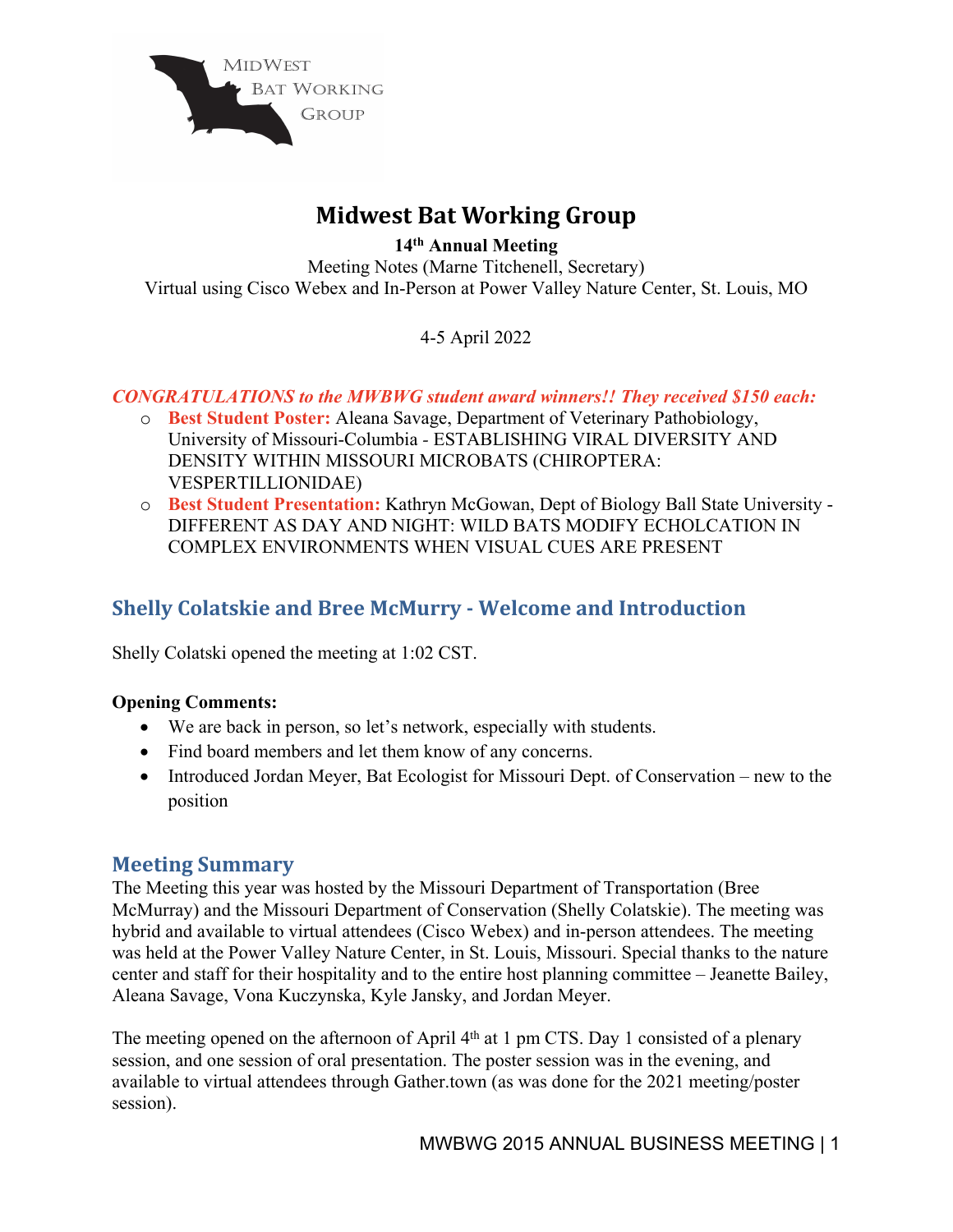# Midwest Bat Working Group

**14th Annual Meeting**

Meeting Notes (Marne Titchenell, Secretary)

Virtual using Cisco Webex and In-Person at Power Valley Nature Center, St. Louis, MO

4-5 April 2022

***CONGRATULATIONS to the MWBWG student award winners!! They received $150 each:***

- **Best Student Poster:** Aleana Savage, Department of Veterinary Pathobiology, University of Missouri-Columbia - ESTABLISHING VIRAL DIVERSITY AND DENSITY WITHIN MISSOURI MICROBATS (CHIROPTERA: VESPERTILLIONIDAE)
- **Best Student Presentation:** Kathryn McGowan, Dept of Biology Ball State University - DIFFERENT AS DAY AND NIGHT: WILD BATS MODIFY ECHOLCATION IN COMPLEX ENVIRONMENTS WHEN VISUAL CUES ARE PRESENT

## Shelly Colatskie and Bree McMurry - Welcome and Introduction

Shelly Colatski opened the meeting at 1:02 CST.

**Opening Comments:**

- We are back in person, so let's network, especially with students.
- Find board members and let them know of any concerns.
- Introduced Jordan Meyer, Bat Ecologist for Missouri Dept. of Conservation – new to the position

## Meeting Summary

The Meeting this year was hosted by the Missouri Department of Transportation (Bree McMurray) and the Missouri Department of Conservation (Shelly Colatskie). The meeting was hybrid and available to virtual attendees (Cisco Webex) and in-person attendees. The meeting was held at the Power Valley Nature Center, in St. Louis, Missouri. Special thanks to the nature center and staff for their hospitality and to the entire host planning committee – Jeanette Bailey, Aleana Savage, Vona Kuczynska, Kyle Jansky, and Jordan Meyer.

The meeting opened on the afternoon of April 4th at 1 pm CTS. Day 1 consisted of a plenary session, and one session of oral presentation. The poster session was in the evening, and available to virtual attendees through Gather.town (as was done for the 2021 meeting/poster session).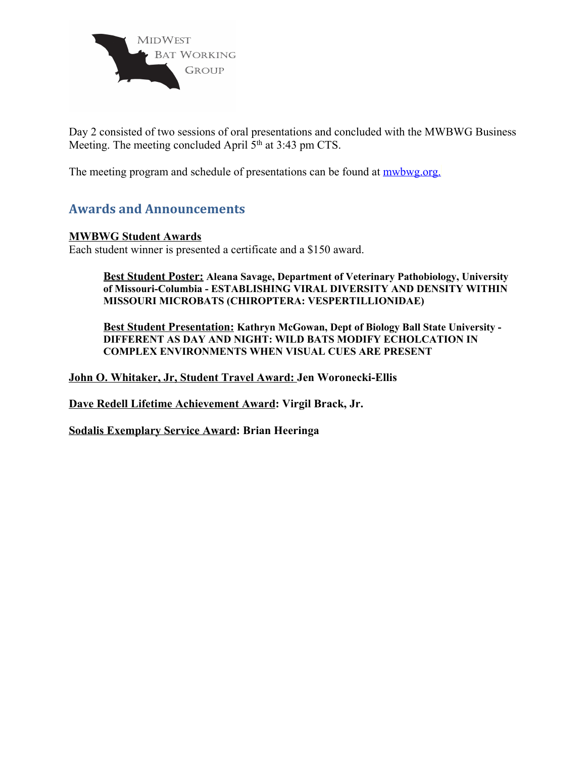Day 2 consisted of two sessions of oral presentations and concluded with the MWBWG Business Meeting. The meeting concluded April 5th at 3:43 pm CTS.

The meeting program and schedule of presentations can be found at [mwbwg.org.](mwbwg.org)

## Awards and Announcements

**MWBWG Student Awards**
Each student winner is presented a certificate and a $150 award.

> **Best Student Poster:** **Aleana Savage, Department of Veterinary Pathobiology, University of Missouri-Columbia - ESTABLISHING VIRAL DIVERSITY AND DENSITY WITHIN MISSOURI MICROBATS (CHIROPTERA: VESPERTILLIONIDAE)**
>
> **Best Student Presentation:** **Kathryn McGowan, Dept of Biology Ball State University - DIFFERENT AS DAY AND NIGHT: WILD BATS MODIFY ECHOLCATION IN COMPLEX ENVIRONMENTS WHEN VISUAL CUES ARE PRESENT**

**John O. Whitaker, Jr, Student Travel Award: Jen Woronecki-Ellis**

**Dave Redell Lifetime Achievement Award: Virgil Brack, Jr.**

**Sodalis Exemplary Service Award: Brian Heeringa**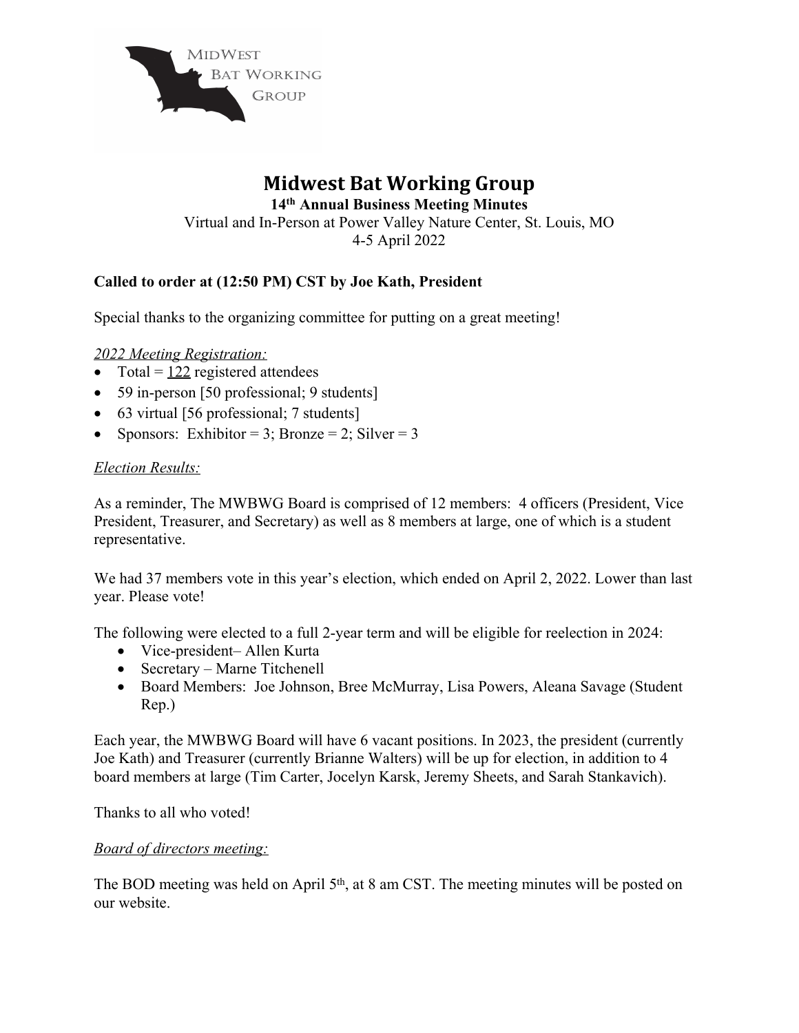# Midwest Bat Working Group

**14th Annual Business Meeting Minutes**

Virtual and In-Person at Power Valley Nature Center, St. Louis, MO

4-5 April 2022

**Called to order at (12:50 PM) CST by Joe Kath, President**

Special thanks to the organizing committee for putting on a great meeting!

*2022 Meeting Registration:*

- Total = 122 registered attendees
- 59 in-person [50 professional; 9 students]
- 63 virtual [56 professional; 7 students]
- Sponsors: Exhibitor = 3; Bronze = 2; Silver = 3

*Election Results:*

As a reminder, The MWBWG Board is comprised of 12 members: 4 officers (President, Vice President, Treasurer, and Secretary) as well as 8 members at large, one of which is a student representative.

We had 37 members vote in this year's election, which ended on April 2, 2022. Lower than last year. Please vote!

The following were elected to a full 2-year term and will be eligible for reelection in 2024:

- Vice-president– Allen Kurta
- Secretary – Marne Titchenell
- Board Members: Joe Johnson, Bree McMurray, Lisa Powers, Aleana Savage (Student Rep.)

Each year, the MWBWG Board will have 6 vacant positions. In 2023, the president (currently Joe Kath) and Treasurer (currently Brianne Walters) will be up for election, in addition to 4 board members at large (Tim Carter, Jocelyn Karsk, Jeremy Sheets, and Sarah Stankavich).

Thanks to all who voted!

*Board of directors meeting:*

The BOD meeting was held on April 5th, at 8 am CST. The meeting minutes will be posted on our website.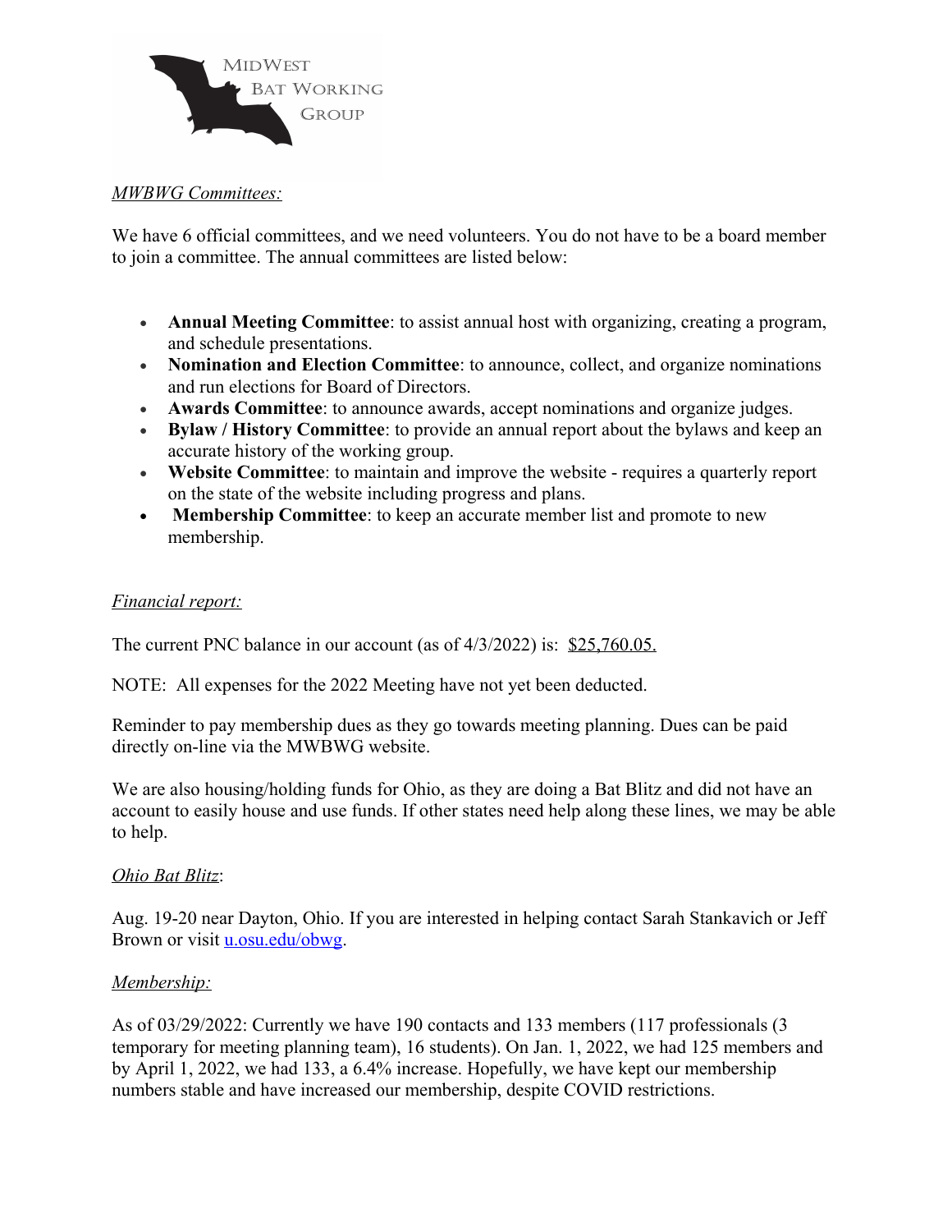MIDWEST BAT WORKING GROUP

*MWBWG Committees:*

We have 6 official committees, and we need volunteers. You do not have to be a board member to join a committee. The annual committees are listed below:

- **Annual Meeting Committee**: to assist annual host with organizing, creating a program, and schedule presentations.
- **Nomination and Election Committee**: to announce, collect, and organize nominations and run elections for Board of Directors.
- **Awards Committee**: to announce awards, accept nominations and organize judges.
- **Bylaw / History Committee**: to provide an annual report about the bylaws and keep an accurate history of the working group.
- **Website Committee**: to maintain and improve the website - requires a quarterly report on the state of the website including progress and plans.
- **Membership Committee**: to keep an accurate member list and promote to new membership.

*Financial report:*

The current PNC balance in our account (as of 4/3/2022) is: $25,760.05.

NOTE: All expenses for the 2022 Meeting have not yet been deducted.

Reminder to pay membership dues as they go towards meeting planning. Dues can be paid directly on-line via the MWBWG website.

We are also housing/holding funds for Ohio, as they are doing a Bat Blitz and did not have an account to easily house and use funds. If other states need help along these lines, we may be able to help.

*Ohio Bat Blitz*:

Aug. 19-20 near Dayton, Ohio. If you are interested in helping contact Sarah Stankavich or Jeff Brown or visit u.osu.edu/obwg.

*Membership:*

As of 03/29/2022: Currently we have 190 contacts and 133 members (117 professionals (3 temporary for meeting planning team), 16 students). On Jan. 1, 2022, we had 125 members and by April 1, 2022, we had 133, a 6.4% increase. Hopefully, we have kept our membership numbers stable and have increased our membership, despite COVID restrictions.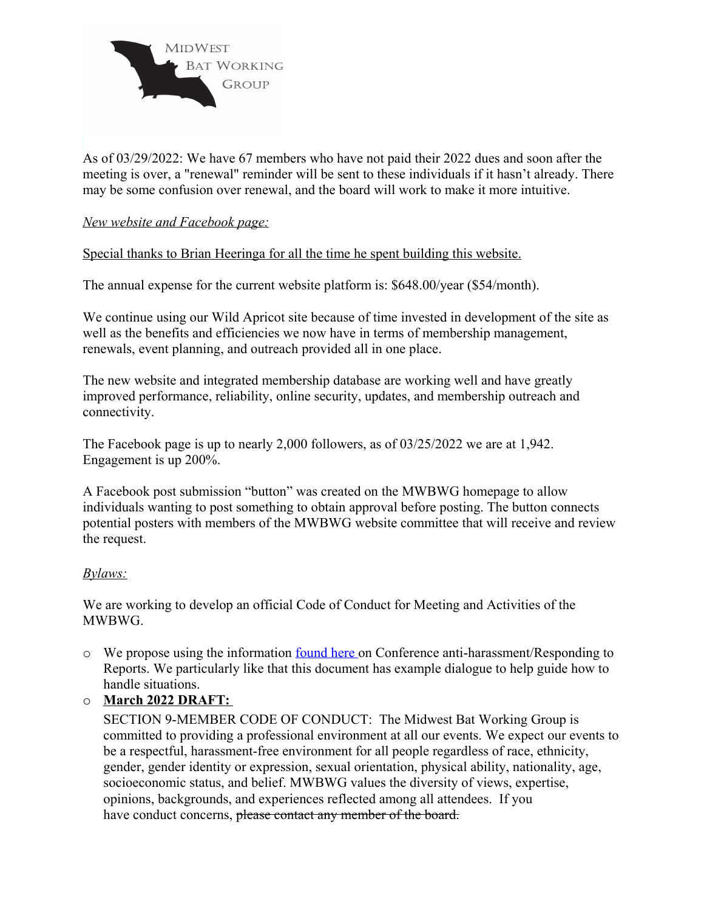As of 03/29/2022: We have 67 members who have not paid their 2022 dues and soon after the meeting is over, a "renewal" reminder will be sent to these individuals if it hasn't already. There may be some confusion over renewal, and the board will work to make it more intuitive.

*New website and Facebook page:*

Special thanks to Brian Heeringa for all the time he spent building this website.

The annual expense for the current website platform is: $648.00/year ($54/month).

We continue using our Wild Apricot site because of time invested in development of the site as well as the benefits and efficiencies we now have in terms of membership management, renewals, event planning, and outreach provided all in one place.

The new website and integrated membership database are working well and have greatly improved performance, reliability, online security, updates, and membership outreach and connectivity.

The Facebook page is up to nearly 2,000 followers, as of 03/25/2022 we are at 1,942. Engagement is up 200%.

A Facebook post submission "button" was created on the MWBWG homepage to allow individuals wanting to post something to obtain approval before posting. The button connects potential posters with members of the MWBWG website committee that will receive and review the request.

*Bylaws:*

We are working to develop an official Code of Conduct for Meeting and Activities of the MWBWG.

- We propose using the information found here on Conference anti-harassment/Responding to Reports. We particularly like that this document has example dialogue to help guide how to handle situations.
- **March 2022 DRAFT:**

  SECTION 9-MEMBER CODE OF CONDUCT: The Midwest Bat Working Group is committed to providing a professional environment at all our events. We expect our events to be a respectful, harassment-free environment for all people regardless of race, ethnicity, gender, gender identity or expression, sexual orientation, physical ability, nationality, age, socioeconomic status, and belief. MWBWG values the diversity of views, expertise, opinions, backgrounds, and experiences reflected among all attendees. If you have conduct concerns, ~~please contact any member of the board.~~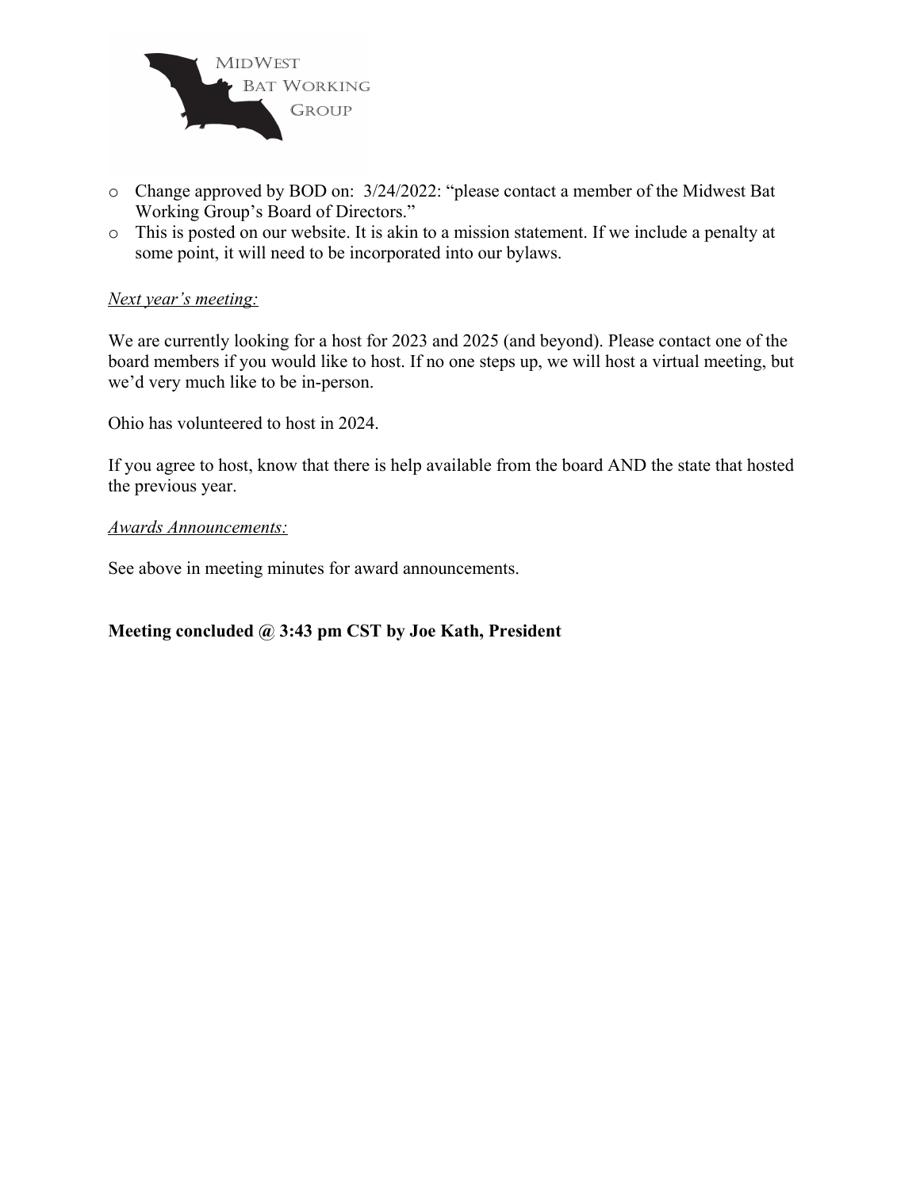- Change approved by BOD on: 3/24/2022: "please contact a member of the Midwest Bat Working Group's Board of Directors."
- This is posted on our website. It is akin to a mission statement. If we include a penalty at some point, it will need to be incorporated into our bylaws.

*Next year's meeting:*

We are currently looking for a host for 2023 and 2025 (and beyond). Please contact one of the board members if you would like to host. If no one steps up, we will host a virtual meeting, but we'd very much like to be in-person.

Ohio has volunteered to host in 2024.

If you agree to host, know that there is help available from the board AND the state that hosted the previous year.

*Awards Announcements:*

See above in meeting minutes for award announcements.

**Meeting concluded @ 3:43 pm CST by Joe Kath, President**